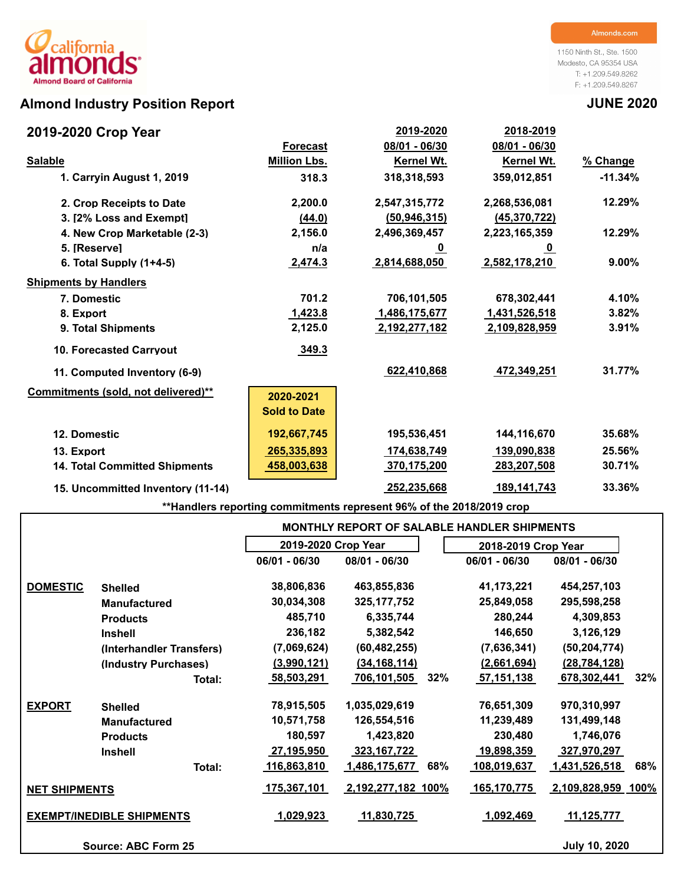california almonds
Almond Board of California

Almonds.com

1150 Ninth St., Ste. 1500
Modesto, CA 95354 USA
T: +1.209.549.8262
F: +1.209.549.8267

# Almond Industry Position Report

**JUNE 2020**

## 2019-2020 Crop Year

| Salable | Forecast Million Lbs. | 2019-2020 08/01 - 06/30 Kernel Wt. | 2018-2019 08/01 - 06/30 Kernel Wt. | % Change |
|---|---|---|---|---|
| 1. Carryin August 1, 2019 | 318.3 | 318,318,593 | 359,012,851 | -11.34% |
| 2. Crop Receipts to Date | 2,200.0 | 2,547,315,772 | 2,268,536,081 | 12.29% |
| 3. [2% Loss and Exempt] | (44.0) | (50,946,315) | (45,370,722) | |
| 4. New Crop Marketable (2-3) | 2,156.0 | 2,496,369,457 | 2,223,165,359 | 12.29% |
| 5. [Reserve] | n/a | 0 | 0 | |
| 6. Total Supply (1+4-5) | 2,474.3 | 2,814,688,050 | 2,582,178,210 | 9.00% |
| **Shipments by Handlers** | | | | |
| 7. Domestic | 701.2 | 706,101,505 | 678,302,441 | 4.10% |
| 8. Export | 1,423.8 | 1,486,175,677 | 1,431,526,518 | 3.82% |
| 9. Total Shipments | 2,125.0 | 2,192,277,182 | 2,109,828,959 | 3.91% |
| 10. Forecasted Carryout | 349.3 | | | |
| 11. Computed Inventory (6-9) | | 622,410,868 | 472,349,251 | 31.77% |

| Commitments (sold, not delivered)** | 2020-2021 Sold to Date | 2019-2020 | 2018-2019 | % Change |
|---|---|---|---|---|
| 12. Domestic | 192,667,745 | 195,536,451 | 144,116,670 | 35.68% |
| 13. Export | 265,335,893 | 174,638,749 | 139,090,838 | 25.56% |
| 14. Total Committed Shipments | 458,003,638 | 370,175,200 | 283,207,508 | 30.71% |
| 15. Uncommitted Inventory (11-14) | | 252,235,668 | 189,141,743 | 33.36% |

**Handlers reporting commitments represent 96% of the 2018/2019 crop

### MONTHLY REPORT OF SALABLE HANDLER SHIPMENTS

| | | 2019-2020 Crop Year | | | 2018-2019 Crop Year | | |
|---|---|---|---|---|---|---|---|
| | | 06/01 - 06/30 | 08/01 - 06/30 | | 06/01 - 06/30 | 08/01 - 06/30 | |
| **DOMESTIC** | Shelled | 38,806,836 | 463,855,836 | | 41,173,221 | 454,257,103 | |
| | Manufactured | 30,034,308 | 325,177,752 | | 25,849,058 | 295,598,258 | |
| | Products | 485,710 | 6,335,744 | | 280,244 | 4,309,853 | |
| | Inshell | 236,182 | 5,382,542 | | 146,650 | 3,126,129 | |
| | (Interhandler Transfers) | (7,069,624) | (60,482,255) | | (7,636,341) | (50,204,774) | |
| | (Industry Purchases) | (3,990,121) | (34,168,114) | | (2,661,694) | (28,784,128) | |
| | Total: | 58,503,291 | 706,101,505 | 32% | 57,151,138 | 678,302,441 | 32% |
| **EXPORT** | Shelled | 78,915,505 | 1,035,029,619 | | 76,651,309 | 970,310,997 | |
| | Manufactured | 10,571,758 | 126,554,516 | | 11,239,489 | 131,499,148 | |
| | Products | 180,597 | 1,423,820 | | 230,480 | 1,746,076 | |
| | Inshell | 27,195,950 | 323,167,722 | | 19,898,359 | 327,970,297 | |
| | Total: | 116,863,810 | 1,486,175,677 | 68% | 108,019,637 | 1,431,526,518 | 68% |
| **NET SHIPMENTS** | | 175,367,101 | 2,192,277,182 | 100% | 165,170,775 | 2,109,828,959 | 100% |
| **EXEMPT/INEDIBLE SHIPMENTS** | | 1,029,923 | 11,830,725 | | 1,092,469 | 11,125,777 | |

Source: ABC Form 25

July 10, 2020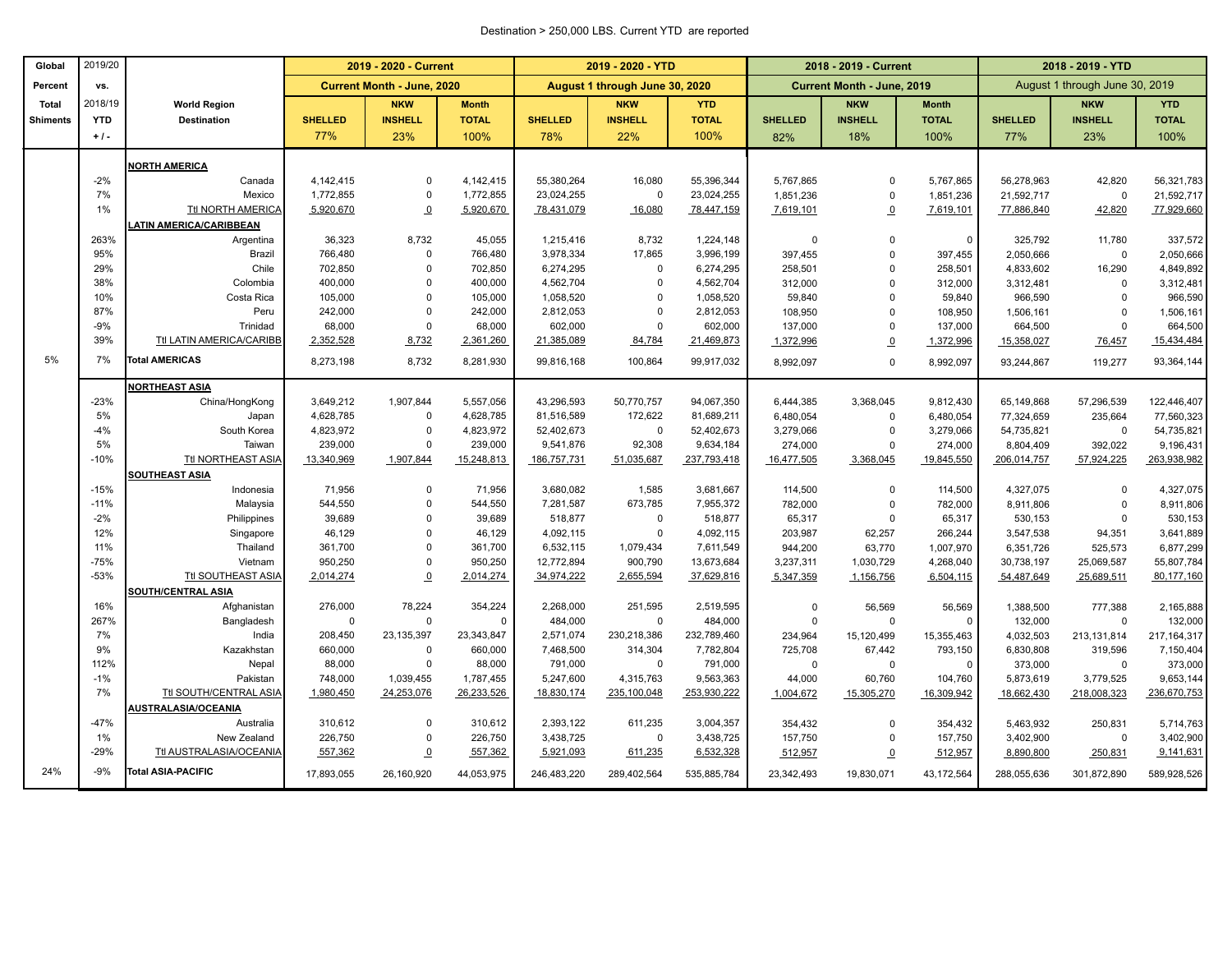Destination > 250,000 LBS. Current YTD are reported

| Global Percent Total Shiments | 2019/20 vs. 2018/19 YTD + / - | World Region Destination | 2019 - 2020 - Current Current Month - June, 2020 SHELLED 77% | NKW INSHELL 23% | Month TOTAL 100% | 2019 - 2020 - YTD August 1 through June 30, 2020 SHELLED 78% | NKW INSHELL 22% | YTD TOTAL 100% | 2018 - 2019 - Current Current Month - June, 2019 SHELLED 82% | NKW INSHELL 18% | Month TOTAL 100% | 2018 - 2019 - YTD August 1 through June 30, 2019 SHELLED 77% | NKW INSHELL 23% | YTD TOTAL 100% |
|---|---|---|---|---|---|---|---|---|---|---|---|---|---|---|
| | | **NORTH AMERICA** | | | | | | | | | | | | |
| | -2% | Canada | 4,142,415 | 0 | 4,142,415 | 55,380,264 | 16,080 | 55,396,344 | 5,767,865 | 0 | 5,767,865 | 56,278,963 | 42,820 | 56,321,783 |
| | 7% | Mexico | 1,772,855 | 0 | 1,772,855 | 23,024,255 | 0 | 23,024,255 | 1,851,236 | 0 | 1,851,236 | 21,592,717 | 0 | 21,592,717 |
| | 1% | Ttl NORTH AMERICA | 5,920,670 | 0 | 5,920,670 | 78,431,079 | 16,080 | 78,447,159 | 7,619,101 | 0 | 7,619,101 | 77,886,840 | 42,820 | 77,929,660 |
| | | **LATIN AMERICA/CARIBBEAN** | | | | | | | | | | | | |
| | 263% | Argentina | 36,323 | 8,732 | 45,055 | 1,215,416 | 8,732 | 1,224,148 | 0 | 0 | 0 | 325,792 | 11,780 | 337,572 |
| | 95% | Brazil | 766,480 | 0 | 766,480 | 3,978,334 | 17,865 | 3,996,199 | 397,455 | 0 | 397,455 | 2,050,666 | 0 | 2,050,666 |
| | 29% | Chile | 702,850 | 0 | 702,850 | 6,274,295 | 0 | 6,274,295 | 258,501 | 0 | 258,501 | 4,833,602 | 16,290 | 4,849,892 |
| | 38% | Colombia | 400,000 | 0 | 400,000 | 4,562,704 | 0 | 4,562,704 | 312,000 | 0 | 312,000 | 3,312,481 | 0 | 3,312,481 |
| | 10% | Costa Rica | 105,000 | 0 | 105,000 | 1,058,520 | 0 | 1,058,520 | 59,840 | 0 | 59,840 | 966,590 | 0 | 966,590 |
| | 87% | Peru | 242,000 | 0 | 242,000 | 2,812,053 | 0 | 2,812,053 | 108,950 | 0 | 108,950 | 1,506,161 | 0 | 1,506,161 |
| | -9% | Trinidad | 68,000 | 0 | 68,000 | 602,000 | 0 | 602,000 | 137,000 | 0 | 137,000 | 664,500 | 0 | 664,500 |
| | 39% | Ttl LATIN AMERICA/CARIBB | 2,352,528 | 8,732 | 2,361,260 | 21,385,089 | 84,784 | 21,469,873 | 1,372,996 | 0 | 1,372,996 | 15,358,027 | 76,457 | 15,434,484 |
| 5% | 7% | **Total AMERICAS** | 8,273,198 | 8,732 | 8,281,930 | 99,816,168 | 100,864 | 99,917,032 | 8,992,097 | 0 | 8,992,097 | 93,244,867 | 119,277 | 93,364,144 |
| | | **NORTHEAST ASIA** | | | | | | | | | | | | |
| | -23% | China/HongKong | 3,649,212 | 1,907,844 | 5,557,056 | 43,296,593 | 50,770,757 | 94,067,350 | 6,444,385 | 3,368,045 | 9,812,430 | 65,149,868 | 57,296,539 | 122,446,407 |
| | 5% | Japan | 4,628,785 | 0 | 4,628,785 | 81,516,589 | 172,622 | 81,689,211 | 6,480,054 | 0 | 6,480,054 | 77,324,659 | 235,664 | 77,560,323 |
| | -4% | South Korea | 4,823,972 | 0 | 4,823,972 | 52,402,673 | 0 | 52,402,673 | 3,279,066 | 0 | 3,279,066 | 54,735,821 | 0 | 54,735,821 |
| | 5% | Taiwan | 239,000 | 0 | 239,000 | 9,541,876 | 92,308 | 9,634,184 | 274,000 | 0 | 274,000 | 8,804,409 | 392,022 | 9,196,431 |
| | -10% | Ttl NORTHEAST ASIA | 13,340,969 | 1,907,844 | 15,248,813 | 186,757,731 | 51,035,687 | 237,793,418 | 16,477,505 | 3,368,045 | 19,845,550 | 206,014,757 | 57,924,225 | 263,938,982 |
| | | **SOUTHEAST ASIA** | | | | | | | | | | | | |
| | -15% | Indonesia | 71,956 | 0 | 71,956 | 3,680,082 | 1,585 | 3,681,667 | 114,500 | 0 | 114,500 | 4,327,075 | 0 | 4,327,075 |
| | -11% | Malaysia | 544,550 | 0 | 544,550 | 7,281,587 | 673,785 | 7,955,372 | 782,000 | 0 | 782,000 | 8,911,806 | 0 | 8,911,806 |
| | -2% | Philippines | 39,689 | 0 | 39,689 | 518,877 | 0 | 518,877 | 65,317 | 0 | 65,317 | 530,153 | 0 | 530,153 |
| | 12% | Singapore | 46,129 | 0 | 46,129 | 4,092,115 | 0 | 4,092,115 | 203,987 | 62,257 | 266,244 | 3,547,538 | 94,351 | 3,641,889 |
| | 11% | Thailand | 361,700 | 0 | 361,700 | 6,532,115 | 1,079,434 | 7,611,549 | 944,200 | 63,770 | 1,007,970 | 6,351,726 | 525,573 | 6,877,299 |
| | -75% | Vietnam | 950,250 | 0 | 950,250 | 12,772,894 | 900,790 | 13,673,684 | 3,237,311 | 1,030,729 | 4,268,040 | 30,738,197 | 25,069,587 | 55,807,784 |
| | -53% | Ttl SOUTHEAST ASIA | 2,014,274 | 0 | 2,014,274 | 34,974,222 | 2,655,594 | 37,629,816 | 5,347,359 | 1,156,756 | 6,504,115 | 54,487,649 | 25,689,511 | 80,177,160 |
| | | **SOUTH/CENTRAL ASIA** | | | | | | | | | | | | |
| | 16% | Afghanistan | 276,000 | 78,224 | 354,224 | 2,268,000 | 251,595 | 2,519,595 | 0 | 56,569 | 56,569 | 1,388,500 | 777,388 | 2,165,888 |
| | 267% | Bangladesh | 0 | 0 | 0 | 484,000 | 0 | 484,000 | 0 | 0 | 0 | 132,000 | 0 | 132,000 |
| | 7% | India | 208,450 | 23,135,397 | 23,343,847 | 2,571,074 | 230,218,386 | 232,789,460 | 234,964 | 15,120,499 | 15,355,463 | 4,032,503 | 213,131,814 | 217,164,317 |
| | 9% | Kazakhstan | 660,000 | 0 | 660,000 | 7,468,500 | 314,304 | 7,782,804 | 725,708 | 67,442 | 793,150 | 6,830,808 | 319,596 | 7,150,404 |
| | 112% | Nepal | 88,000 | 0 | 88,000 | 791,000 | 0 | 791,000 | 0 | 0 | 0 | 373,000 | 0 | 373,000 |
| | -1% | Pakistan | 748,000 | 1,039,455 | 1,787,455 | 5,247,600 | 4,315,763 | 9,563,363 | 44,000 | 60,760 | 104,760 | 5,873,619 | 3,779,525 | 9,653,144 |
| | 7% | Ttl SOUTH/CENTRAL ASIA | 1,980,450 | 24,253,076 | 26,233,526 | 18,830,174 | 235,100,048 | 253,930,222 | 1,004,672 | 15,305,270 | 16,309,942 | 18,662,430 | 218,008,323 | 236,670,753 |
| | | **AUSTRALASIA/OCEANIA** | | | | | | | | | | | | |
| | -47% | Australia | 310,612 | 0 | 310,612 | 2,393,122 | 611,235 | 3,004,357 | 354,432 | 0 | 354,432 | 5,463,932 | 250,831 | 5,714,763 |
| | 1% | New Zealand | 226,750 | 0 | 226,750 | 3,438,725 | 0 | 3,438,725 | 157,750 | 0 | 157,750 | 3,402,900 | 0 | 3,402,900 |
| | -29% | Ttl AUSTRALASIA/OCEANIA | 557,362 | 0 | 557,362 | 5,921,093 | 611,235 | 6,532,328 | 512,957 | 0 | 512,957 | 8,890,800 | 250,831 | 9,141,631 |
| 24% | -9% | **Total ASIA-PACIFIC** | 17,893,055 | 26,160,920 | 44,053,975 | 246,483,220 | 289,402,564 | 535,885,784 | 23,342,493 | 19,830,071 | 43,172,564 | 288,055,636 | 301,872,890 | 589,928,526 |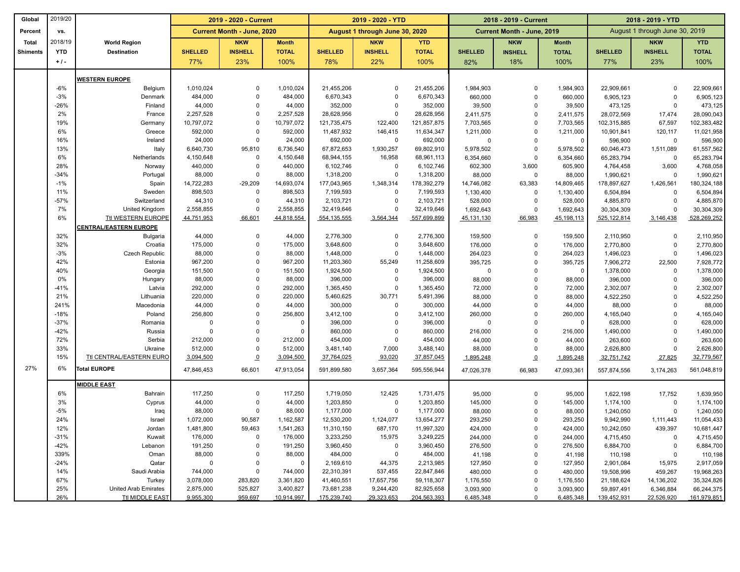| Global | 2019/20 | | 2019 - 2020 - Current | | | 2019 - 2020 - YTD | | | 2018 - 2019 - Current | | | 2018 - 2019 - YTD | | |
|---|---|---|---|---|---|---|---|---|---|---|---|---|---|---|
| Percent | vs. | | Current Month - June, 2020 | | | August 1 through June 30, 2020 | | | Current Month - June, 2019 | | | August 1 through June 30, 2019 | | |
| Total | 2018/19 | World Region | | NKW | Month | | NKW | YTD | | NKW | Month | | NKW | YTD |
| Shiments | YTD | Destination | SHELLED | INSHELL | TOTAL | SHELLED | INSHELL | TOTAL | SHELLED | INSHELL | TOTAL | SHELLED | INSHELL | TOTAL |
| | + / - | | 77% | 23% | 100% | 78% | 22% | 100% | 82% | 18% | 100% | 77% | 23% | 100% |
| | | **WESTERN EUROPE** | | | | | | | | | | | | |
| | -6% | Belgium | 1,010,024 | 0 | 1,010,024 | 21,455,206 | 0 | 21,455,206 | 1,984,903 | 0 | 1,984,903 | 22,909,661 | 0 | 22,909,661 |
| | -3% | Denmark | 484,000 | 0 | 484,000 | 6,670,343 | 0 | 6,670,343 | 660,000 | 0 | 660,000 | 6,905,123 | 0 | 6,905,123 |
| | -26% | Finland | 44,000 | 0 | 44,000 | 352,000 | 0 | 352,000 | 39,500 | 0 | 39,500 | 473,125 | 0 | 473,125 |
| | 2% | France | 2,257,528 | 0 | 2,257,528 | 28,628,956 | 0 | 28,628,956 | 2,411,575 | 0 | 2,411,575 | 28,072,569 | 17,474 | 28,090,043 |
| | 19% | Germany | 10,797,072 | 0 | 10,797,072 | 121,735,475 | 122,400 | 121,857,875 | 7,703,565 | 0 | 7,703,565 | 102,315,885 | 67,597 | 102,383,482 |
| | 6% | Greece | 592,000 | 0 | 592,000 | 11,487,932 | 146,415 | 11,634,347 | 1,211,000 | 0 | 1,211,000 | 10,901,841 | 120,117 | 11,021,958 |
| | 16% | Ireland | 24,000 | 0 | 24,000 | 692,000 | 0 | 692,000 | 0 | 0 | 0 | 596,900 | 0 | 596,900 |
| | 13% | Italy | 6,640,730 | 95,810 | 6,736,540 | 67,872,653 | 1,930,257 | 69,802,910 | 5,978,502 | 0 | 5,978,502 | 60,046,473 | 1,511,089 | 61,557,562 |
| | 6% | Netherlands | 4,150,648 | 0 | 4,150,648 | 68,944,155 | 16,958 | 68,961,113 | 6,354,660 | 0 | 6,354,660 | 65,283,794 | 0 | 65,283,794 |
| | 28% | Norway | 440,000 | 0 | 440,000 | 6,102,746 | 0 | 6,102,746 | 602,300 | 3,600 | 605,900 | 4,764,458 | 3,600 | 4,768,058 |
| | -34% | Portugal | 88,000 | 0 | 88,000 | 1,318,200 | 0 | 1,318,200 | 88,000 | 0 | 88,000 | 1,990,621 | 0 | 1,990,621 |
| | -1% | Spain | 14,722,283 | -29,209 | 14,693,074 | 177,043,965 | 1,348,314 | 178,392,279 | 14,746,082 | 63,383 | 14,809,465 | 178,897,627 | 1,426,561 | 180,324,188 |
| | 11% | Sweden | 898,503 | 0 | 898,503 | 7,199,593 | 0 | 7,199,593 | 1,130,400 | 0 | 1,130,400 | 6,504,894 | 0 | 6,504,894 |
| | -57% | Switzerland | 44,310 | 0 | 44,310 | 2,103,721 | 0 | 2,103,721 | 528,000 | 0 | 528,000 | 4,885,870 | 0 | 4,885,870 |
| | 7% | United Kingdom | 2,558,855 | 0 | 2,558,855 | 32,419,646 | 0 | 32,419,646 | 1,692,643 | 0 | 1,692,643 | 30,304,309 | 0 | 30,304,309 |
| | 6% | Ttl WESTERN EUROPE | 44,751,953 | 66,601 | 44,818,554 | 554,135,555 | 3,564,344 | 557,699,899 | 45,131,130 | 66,983 | 45,198,113 | 525,122,814 | 3,146,438 | 528,269,252 |
| | | **CENTRAL/EASTERN EUROPE** | | | | | | | | | | | | |
| | 32% | Bulgaria | 44,000 | 0 | 44,000 | 2,776,300 | 0 | 2,776,300 | 159,500 | 0 | 159,500 | 2,110,950 | 0 | 2,110,950 |
| | 32% | Croatia | 175,000 | 0 | 175,000 | 3,648,600 | 0 | 3,648,600 | 176,000 | 0 | 176,000 | 2,770,800 | 0 | 2,770,800 |
| | -3% | Czech Republic | 88,000 | 0 | 88,000 | 1,448,000 | 0 | 1,448,000 | 264,023 | 0 | 264,023 | 1,496,023 | 0 | 1,496,023 |
| | 42% | Estonia | 967,200 | 0 | 967,200 | 11,203,360 | 55,249 | 11,258,609 | 395,725 | 0 | 395,725 | 7,906,272 | 22,500 | 7,928,772 |
| | 40% | Georgia | 151,500 | 0 | 151,500 | 1,924,500 | 0 | 1,924,500 | 0 | 0 | 0 | 1,378,000 | 0 | 1,378,000 |
| | 0% | Hungary | 88,000 | 0 | 88,000 | 396,000 | 0 | 396,000 | 88,000 | 0 | 88,000 | 396,000 | 0 | 396,000 |
| | -41% | Latvia | 292,000 | 0 | 292,000 | 1,365,450 | 0 | 1,365,450 | 72,000 | 0 | 72,000 | 2,302,007 | 0 | 2,302,007 |
| | 21% | Lithuania | 220,000 | 0 | 220,000 | 5,460,625 | 30,771 | 5,491,396 | 88,000 | 0 | 88,000 | 4,522,250 | 0 | 4,522,250 |
| | 241% | Macedonia | 44,000 | 0 | 44,000 | 300,000 | 0 | 300,000 | 44,000 | 0 | 44,000 | 88,000 | 0 | 88,000 |
| | -18% | Poland | 256,800 | 0 | 256,800 | 3,412,100 | 0 | 3,412,100 | 260,000 | 0 | 260,000 | 4,165,040 | 0 | 4,165,040 |
| | -37% | Romania | 0 | 0 | 0 | 396,000 | 0 | 396,000 | 0 | 0 | 0 | 628,000 | 0 | 628,000 |
| | -42% | Russia | 0 | 0 | 0 | 860,000 | 0 | 860,000 | 216,000 | 0 | 216,000 | 1,490,000 | 0 | 1,490,000 |
| | 72% | Serbia | 212,000 | 0 | 212,000 | 454,000 | 0 | 454,000 | 44,000 | 0 | 44,000 | 263,600 | 0 | 263,600 |
| | 33% | Ukraine | 512,000 | 0 | 512,000 | 3,481,140 | 7,000 | 3,488,140 | 88,000 | 0 | 88,000 | 2,626,800 | 0 | 2,626,800 |
| | 15% | Ttl CENTRAL/EASTERN EURO | 3,094,500 | 0 | 3,094,500 | 37,764,025 | 93,020 | 37,857,045 | 1,895,248 | 0 | 1,895,248 | 32,751,742 | 27,825 | 32,779,567 |
| 27% | 6% | **Total EUROPE** | 47,846,453 | 66,601 | 47,913,054 | 591,899,580 | 3,657,364 | 595,556,944 | 47,026,378 | 66,983 | 47,093,361 | 557,874,556 | 3,174,263 | 561,048,819 |
| | | **MIDDLE EAST** | | | | | | | | | | | | |
| | 6% | Bahrain | 117,250 | 0 | 117,250 | 1,719,050 | 12,425 | 1,731,475 | 95,000 | 0 | 95,000 | 1,622,198 | 17,752 | 1,639,950 |
| | 3% | Cyprus | 44,000 | 0 | 44,000 | 1,203,850 | 0 | 1,203,850 | 145,000 | 0 | 145,000 | 1,174,100 | 0 | 1,174,100 |
| | -5% | Iraq | 88,000 | 0 | 88,000 | 1,177,000 | 0 | 1,177,000 | 88,000 | 0 | 88,000 | 1,240,050 | 0 | 1,240,050 |
| | 24% | Israel | 1,072,000 | 90,587 | 1,162,587 | 12,530,200 | 1,124,077 | 13,654,277 | 293,250 | 0 | 293,250 | 9,942,990 | 1,111,443 | 11,054,433 |
| | 12% | Jordan | 1,481,800 | 59,463 | 1,541,263 | 11,310,150 | 687,170 | 11,997,320 | 424,000 | 0 | 424,000 | 10,242,050 | 439,397 | 10,681,447 |
| | -31% | Kuwait | 176,000 | 0 | 176,000 | 3,233,250 | 15,975 | 3,249,225 | 244,000 | 0 | 244,000 | 4,715,450 | 0 | 4,715,450 |
| | -42% | Lebanon | 191,250 | 0 | 191,250 | 3,960,450 | 0 | 3,960,450 | 276,500 | 0 | 276,500 | 6,884,700 | 0 | 6,884,700 |
| | 339% | Oman | 88,000 | 0 | 88,000 | 484,000 | 0 | 484,000 | 41,198 | 0 | 41,198 | 110,198 | 0 | 110,198 |
| | -24% | Qatar | 0 | 0 | 0 | 2,169,610 | 44,375 | 2,213,985 | 127,950 | 0 | 127,950 | 2,901,084 | 15,975 | 2,917,059 |
| | 14% | Saudi Arabia | 744,000 | 0 | 744,000 | 22,310,391 | 537,455 | 22,847,846 | 480,000 | 0 | 480,000 | 19,508,996 | 459,267 | 19,968,263 |
| | 67% | Turkey | 3,078,000 | 283,820 | 3,361,820 | 41,460,551 | 17,657,756 | 59,118,307 | 1,176,550 | 0 | 1,176,550 | 21,188,624 | 14,136,202 | 35,324,826 |
| | 25% | United Arab Emirates | 2,875,000 | 525,827 | 3,400,827 | 73,681,238 | 9,244,420 | 82,925,658 | 3,093,900 | 0 | 3,093,900 | 59,897,491 | 6,346,884 | 66,244,375 |
| | 26% | Ttl MIDDLE EAST | 9,955,300 | 959,697 | 10,914,997 | 175,239,740 | 29,323,653 | 204,563,393 | 6,485,348 | 0 | 6,485,348 | 139,452,931 | 22,526,920 | 161,979,851 |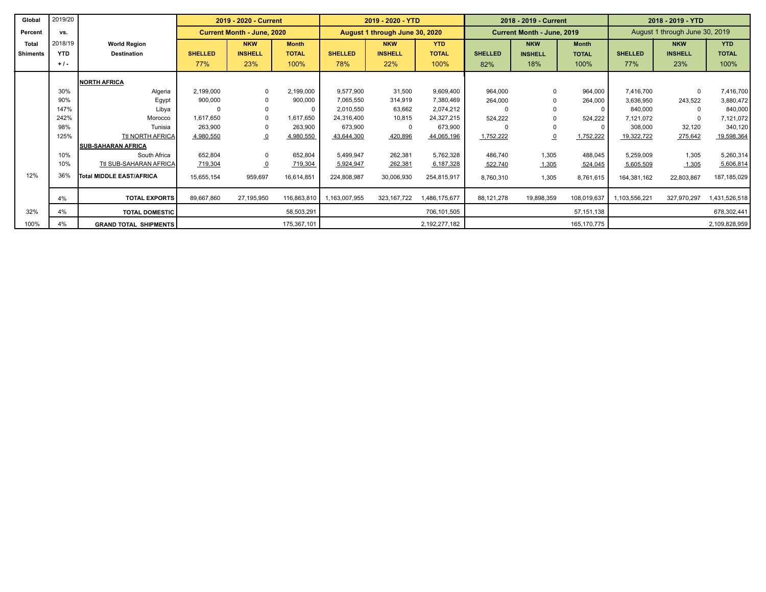| Global Percent Total Shiments | 2019/20 vs. 2018/19 YTD + / - | World Region Destination | 2019 - 2020 - Current | | | 2019 - 2020 - YTD | | | 2018 - 2019 - Current | | | 2018 - 2019 - YTD | | |
|---|---|---|---|---|---|---|---|---|---|---|---|---|---|---|
| | | | Current Month - June, 2020 | | | August 1 through June 30, 2020 | | | Current Month - June, 2019 | | | August 1 through June 30, 2019 | | |
| | | | SHELLED 77% | NKW INSHELL 23% | Month TOTAL 100% | SHELLED 78% | NKW INSHELL 22% | YTD TOTAL 100% | SHELLED 82% | NKW INSHELL 18% | Month TOTAL 100% | SHELLED 77% | NKW INSHELL 23% | YTD TOTAL 100% |
| | | **NORTH AFRICA** | | | | | | | | | | | | |
| | 30% | Algeria | 2,199,000 | 0 | 2,199,000 | 9,577,900 | 31,500 | 9,609,400 | 964,000 | 0 | 964,000 | 7,416,700 | 0 | 7,416,700 |
| | 90% | Egypt | 900,000 | 0 | 900,000 | 7,065,550 | 314,919 | 7,380,469 | 264,000 | 0 | 264,000 | 3,636,950 | 243,522 | 3,880,472 |
| | 147% | Libya | 0 | 0 | 0 | 2,010,550 | 63,662 | 2,074,212 | 0 | 0 | 0 | 840,000 | 0 | 840,000 |
| | 242% | Morocco | 1,617,650 | 0 | 1,617,650 | 24,316,400 | 10,815 | 24,327,215 | 524,222 | 0 | 524,222 | 7,121,072 | 0 | 7,121,072 |
| | 98% | Tunisia | 263,900 | 0 | 263,900 | 673,900 | 0 | 673,900 | 0 | 0 | 0 | 308,000 | 32,120 | 340,120 |
| | 125% | Ttl NORTH AFRICA | 4,980,550 | 0 | 4,980,550 | 43,644,300 | 420,896 | 44,065,196 | 1,752,222 | 0 | 1,752,222 | 19,322,722 | 275,642 | 19,598,364 |
| | | **SUB-SAHARAN AFRICA** | | | | | | | | | | | | |
| | 10% | South Africa | 652,804 | 0 | 652,804 | 5,499,947 | 262,381 | 5,762,328 | 486,740 | 1,305 | 488,045 | 5,259,009 | 1,305 | 5,260,314 |
| | 10% | Ttl SUB-SAHARAN AFRICA | 719,304 | 0 | 719,304 | 5,924,947 | 262,381 | 6,187,328 | 522,740 | 1,305 | 524,045 | 5,605,509 | 1,305 | 5,606,814 |
| 12% | 36% | **Total MIDDLE EAST/AFRICA** | 15,655,154 | 959,697 | 16,614,851 | 224,808,987 | 30,006,930 | 254,815,917 | 8,760,310 | 1,305 | 8,761,615 | 164,381,162 | 22,803,867 | 187,185,029 |
| | 4% | **TOTAL EXPORTS** | 89,667,860 | 27,195,950 | 116,863,810 | 1,163,007,955 | 323,167,722 | 1,486,175,677 | 88,121,278 | 19,898,359 | 108,019,637 | 1,103,556,221 | 327,970,297 | 1,431,526,518 |
| 32% | 4% | **TOTAL DOMESTIC** | | | 58,503,291 | | | 706,101,505 | | | 57,151,138 | | | 678,302,441 |
| 100% | 4% | **GRAND TOTAL SHIPMENTS** | | | 175,367,101 | | | 2,192,277,182 | | | 165,170,775 | | | 2,109,828,959 |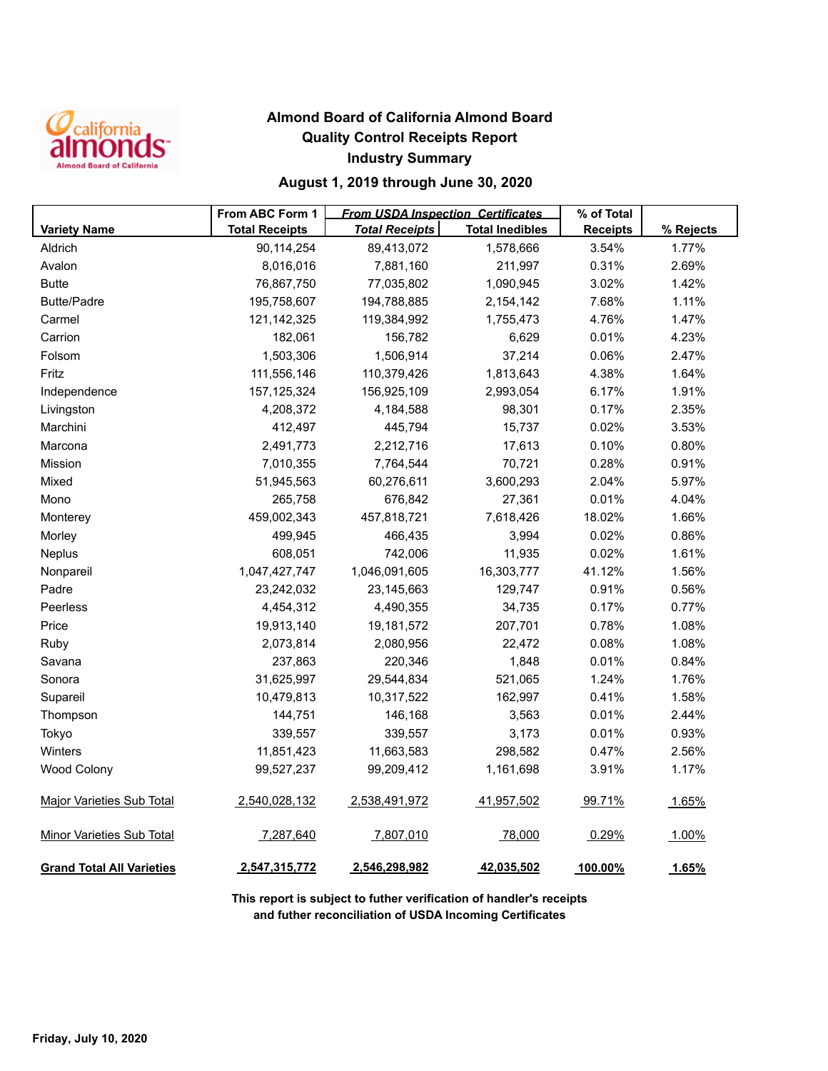# Almond Board of California Almond Board
## Quality Control Receipts Report
## Industry Summary
### August 1, 2019 through June 30, 2020

| Variety Name | From ABC Form 1 Total Receipts | *From USDA Inspection Certificates* *Total Receipts* | Total Inedibles | % of Total Receipts | % Rejects |
|---|---|---|---|---|---|
| Aldrich | 90,114,254 | 89,413,072 | 1,578,666 | 3.54% | 1.77% |
| Avalon | 8,016,016 | 7,881,160 | 211,997 | 0.31% | 2.69% |
| Butte | 76,867,750 | 77,035,802 | 1,090,945 | 3.02% | 1.42% |
| Butte/Padre | 195,758,607 | 194,788,885 | 2,154,142 | 7.68% | 1.11% |
| Carmel | 121,142,325 | 119,384,992 | 1,755,473 | 4.76% | 1.47% |
| Carrion | 182,061 | 156,782 | 6,629 | 0.01% | 4.23% |
| Folsom | 1,503,306 | 1,506,914 | 37,214 | 0.06% | 2.47% |
| Fritz | 111,556,146 | 110,379,426 | 1,813,643 | 4.38% | 1.64% |
| Independence | 157,125,324 | 156,925,109 | 2,993,054 | 6.17% | 1.91% |
| Livingston | 4,208,372 | 4,184,588 | 98,301 | 0.17% | 2.35% |
| Marchini | 412,497 | 445,794 | 15,737 | 0.02% | 3.53% |
| Marcona | 2,491,773 | 2,212,716 | 17,613 | 0.10% | 0.80% |
| Mission | 7,010,355 | 7,764,544 | 70,721 | 0.28% | 0.91% |
| Mixed | 51,945,563 | 60,276,611 | 3,600,293 | 2.04% | 5.97% |
| Mono | 265,758 | 676,842 | 27,361 | 0.01% | 4.04% |
| Monterey | 459,002,343 | 457,818,721 | 7,618,426 | 18.02% | 1.66% |
| Morley | 499,945 | 466,435 | 3,994 | 0.02% | 0.86% |
| Neplus | 608,051 | 742,006 | 11,935 | 0.02% | 1.61% |
| Nonpareil | 1,047,427,747 | 1,046,091,605 | 16,303,777 | 41.12% | 1.56% |
| Padre | 23,242,032 | 23,145,663 | 129,747 | 0.91% | 0.56% |
| Peerless | 4,454,312 | 4,490,355 | 34,735 | 0.17% | 0.77% |
| Price | 19,913,140 | 19,181,572 | 207,701 | 0.78% | 1.08% |
| Ruby | 2,073,814 | 2,080,956 | 22,472 | 0.08% | 1.08% |
| Savana | 237,863 | 220,346 | 1,848 | 0.01% | 0.84% |
| Sonora | 31,625,997 | 29,544,834 | 521,065 | 1.24% | 1.76% |
| Supareil | 10,479,813 | 10,317,522 | 162,997 | 0.41% | 1.58% |
| Thompson | 144,751 | 146,168 | 3,563 | 0.01% | 2.44% |
| Tokyo | 339,557 | 339,557 | 3,173 | 0.01% | 0.93% |
| Winters | 11,851,423 | 11,663,583 | 298,582 | 0.47% | 2.56% |
| Wood Colony | 99,527,237 | 99,209,412 | 1,161,698 | 3.91% | 1.17% |
| Major Varieties Sub Total | 2,540,028,132 | 2,538,491,972 | 41,957,502 | 99.71% | 1.65% |
| Minor Varieties Sub Total | 7,287,640 | 7,807,010 | 78,000 | 0.29% | 1.00% |
| **Grand Total All Varieties** | **2,547,315,772** | **2,546,298,982** | **42,035,502** | **100.00%** | **1.65%** |

**This report is subject to futher verification of handler's receipts and futher reconciliation of USDA Incoming Certificates**

**Friday, July 10, 2020**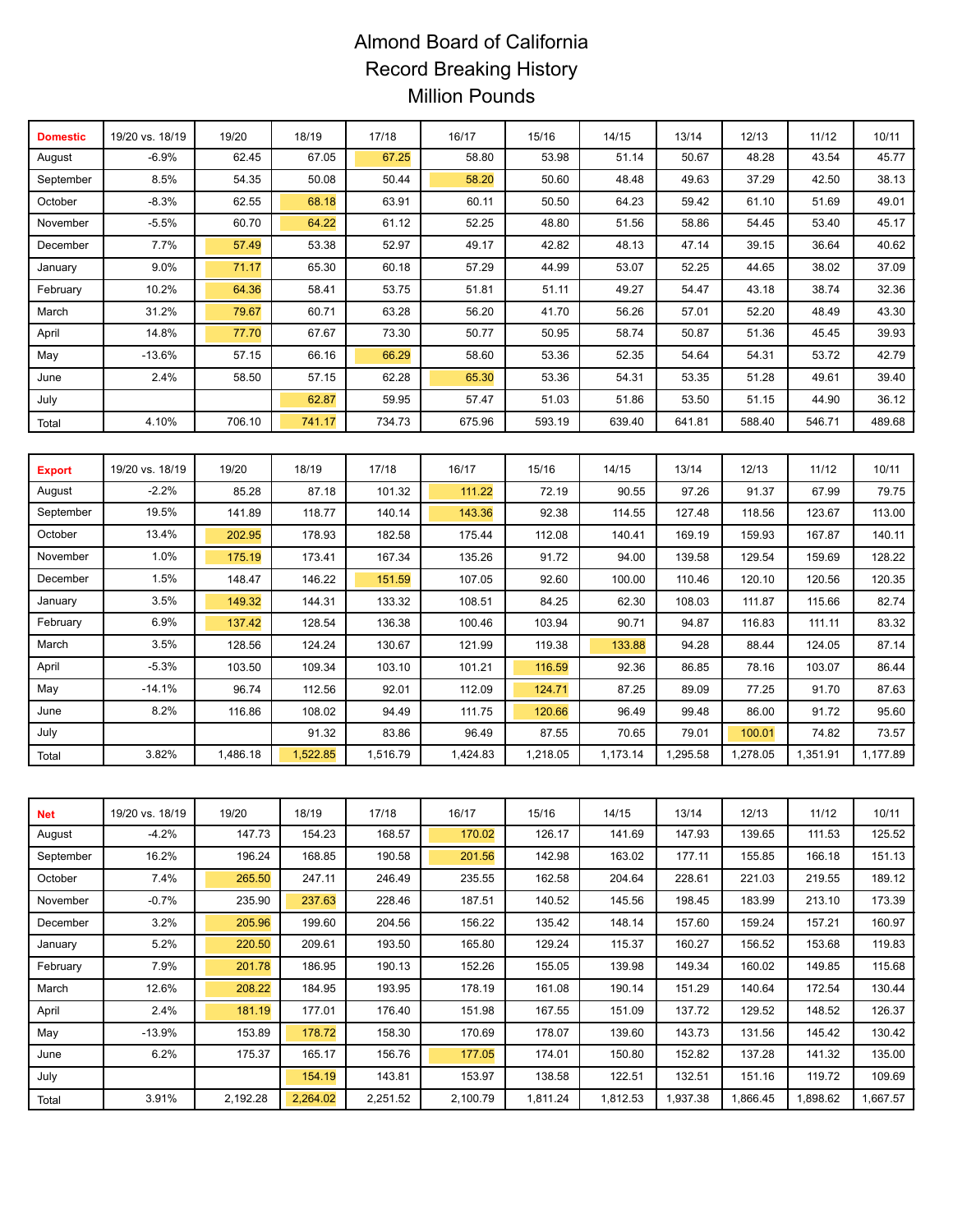# Almond Board of California
## Record Breaking History
### Million Pounds

| **Domestic** | 19/20 vs. 18/19 | 19/20 | 18/19 | 17/18 | 16/17 | 15/16 | 14/15 | 13/14 | 12/13 | 11/12 | 10/11 |
|---|---|---|---|---|---|---|---|---|---|---|---|
| August | -6.9% | 62.45 | 67.05 | 67.25 | 58.80 | 53.98 | 51.14 | 50.67 | 48.28 | 43.54 | 45.77 |
| September | 8.5% | 54.35 | 50.08 | 50.44 | 58.20 | 50.60 | 48.48 | 49.63 | 37.29 | 42.50 | 38.13 |
| October | -8.3% | 62.55 | 68.18 | 63.91 | 60.11 | 50.50 | 64.23 | 59.42 | 61.10 | 51.69 | 49.01 |
| November | -5.5% | 60.70 | 64.22 | 61.12 | 52.25 | 48.80 | 51.56 | 58.86 | 54.45 | 53.40 | 45.17 |
| December | 7.7% | 57.49 | 53.38 | 52.97 | 49.17 | 42.82 | 48.13 | 47.14 | 39.15 | 36.64 | 40.62 |
| January | 9.0% | 71.17 | 65.30 | 60.18 | 57.29 | 44.99 | 53.07 | 52.25 | 44.65 | 38.02 | 37.09 |
| February | 10.2% | 64.36 | 58.41 | 53.75 | 51.81 | 51.11 | 49.27 | 54.47 | 43.18 | 38.74 | 32.36 |
| March | 31.2% | 79.67 | 60.71 | 63.28 | 56.20 | 41.70 | 56.26 | 57.01 | 52.20 | 48.49 | 43.30 |
| April | 14.8% | 77.70 | 67.67 | 73.30 | 50.77 | 50.95 | 58.74 | 50.87 | 51.36 | 45.45 | 39.93 |
| May | -13.6% | 57.15 | 66.16 | 66.29 | 58.60 | 53.36 | 52.35 | 54.64 | 54.31 | 53.72 | 42.79 |
| June | 2.4% | 58.50 | 57.15 | 62.28 | 65.30 | 53.36 | 54.31 | 53.35 | 51.28 | 49.61 | 39.40 |
| July | | | 62.87 | 59.95 | 57.47 | 51.03 | 51.86 | 53.50 | 51.15 | 44.90 | 36.12 |
| Total | 4.10% | 706.10 | 741.17 | 734.73 | 675.96 | 593.19 | 639.40 | 641.81 | 588.40 | 546.71 | 489.68 |

| **Export** | 19/20 vs. 18/19 | 19/20 | 18/19 | 17/18 | 16/17 | 15/16 | 14/15 | 13/14 | 12/13 | 11/12 | 10/11 |
|---|---|---|---|---|---|---|---|---|---|---|---|
| August | -2.2% | 85.28 | 87.18 | 101.32 | 111.22 | 72.19 | 90.55 | 97.26 | 91.37 | 67.99 | 79.75 |
| September | 19.5% | 141.89 | 118.77 | 140.14 | 143.36 | 92.38 | 114.55 | 127.48 | 118.56 | 123.67 | 113.00 |
| October | 13.4% | 202.95 | 178.93 | 182.58 | 175.44 | 112.08 | 140.41 | 169.19 | 159.93 | 167.87 | 140.11 |
| November | 1.0% | 175.19 | 173.41 | 167.34 | 135.26 | 91.72 | 94.00 | 139.58 | 129.54 | 159.69 | 128.22 |
| December | 1.5% | 148.47 | 146.22 | 151.59 | 107.05 | 92.60 | 100.00 | 110.46 | 120.10 | 120.56 | 120.35 |
| January | 3.5% | 149.32 | 144.31 | 133.32 | 108.51 | 84.25 | 62.30 | 108.03 | 111.87 | 115.66 | 82.74 |
| February | 6.9% | 137.42 | 128.54 | 136.38 | 100.46 | 103.94 | 90.71 | 94.87 | 116.83 | 111.11 | 83.32 |
| March | 3.5% | 128.56 | 124.24 | 130.67 | 121.99 | 119.38 | 133.88 | 94.28 | 88.44 | 124.05 | 87.14 |
| April | -5.3% | 103.50 | 109.34 | 103.10 | 101.21 | 116.59 | 92.36 | 86.85 | 78.16 | 103.07 | 86.44 |
| May | -14.1% | 96.74 | 112.56 | 92.01 | 112.09 | 124.71 | 87.25 | 89.09 | 77.25 | 91.70 | 87.63 |
| June | 8.2% | 116.86 | 108.02 | 94.49 | 111.75 | 120.66 | 96.49 | 99.48 | 86.00 | 91.72 | 95.60 |
| July | | | 91.32 | 83.86 | 96.49 | 87.55 | 70.65 | 79.01 | 100.01 | 74.82 | 73.57 |
| Total | 3.82% | 1,486.18 | 1,522.85 | 1,516.79 | 1,424.83 | 1,218.05 | 1,173.14 | 1,295.58 | 1,278.05 | 1,351.91 | 1,177.89 |

| **Net** | 19/20 vs. 18/19 | 19/20 | 18/19 | 17/18 | 16/17 | 15/16 | 14/15 | 13/14 | 12/13 | 11/12 | 10/11 |
|---|---|---|---|---|---|---|---|---|---|---|---|
| August | -4.2% | 147.73 | 154.23 | 168.57 | 170.02 | 126.17 | 141.69 | 147.93 | 139.65 | 111.53 | 125.52 |
| September | 16.2% | 196.24 | 168.85 | 190.58 | 201.56 | 142.98 | 163.02 | 177.11 | 155.85 | 166.18 | 151.13 |
| October | 7.4% | 265.50 | 247.11 | 246.49 | 235.55 | 162.58 | 204.64 | 228.61 | 221.03 | 219.55 | 189.12 |
| November | -0.7% | 235.90 | 237.63 | 228.46 | 187.51 | 140.52 | 145.56 | 198.45 | 183.99 | 213.10 | 173.39 |
| December | 3.2% | 205.96 | 199.60 | 204.56 | 156.22 | 135.42 | 148.14 | 157.60 | 159.24 | 157.21 | 160.97 |
| January | 5.2% | 220.50 | 209.61 | 193.50 | 165.80 | 129.24 | 115.37 | 160.27 | 156.52 | 153.68 | 119.83 |
| February | 7.9% | 201.78 | 186.95 | 190.13 | 152.26 | 155.05 | 139.98 | 149.34 | 160.02 | 149.85 | 115.68 |
| March | 12.6% | 208.22 | 184.95 | 193.95 | 178.19 | 161.08 | 190.14 | 151.29 | 140.64 | 172.54 | 130.44 |
| April | 2.4% | 181.19 | 177.01 | 176.40 | 151.98 | 167.55 | 151.09 | 137.72 | 129.52 | 148.52 | 126.37 |
| May | -13.9% | 153.89 | 178.72 | 158.30 | 170.69 | 178.07 | 139.60 | 143.73 | 131.56 | 145.42 | 130.42 |
| June | 6.2% | 175.37 | 165.17 | 156.76 | 177.05 | 174.01 | 150.80 | 152.82 | 137.28 | 141.32 | 135.00 |
| July | | | 154.19 | 143.81 | 153.97 | 138.58 | 122.51 | 132.51 | 151.16 | 119.72 | 109.69 |
| Total | 3.91% | 2,192.28 | 2,264.02 | 2,251.52 | 2,100.79 | 1,811.24 | 1,812.53 | 1,937.38 | 1,866.45 | 1,898.62 | 1,667.57 |